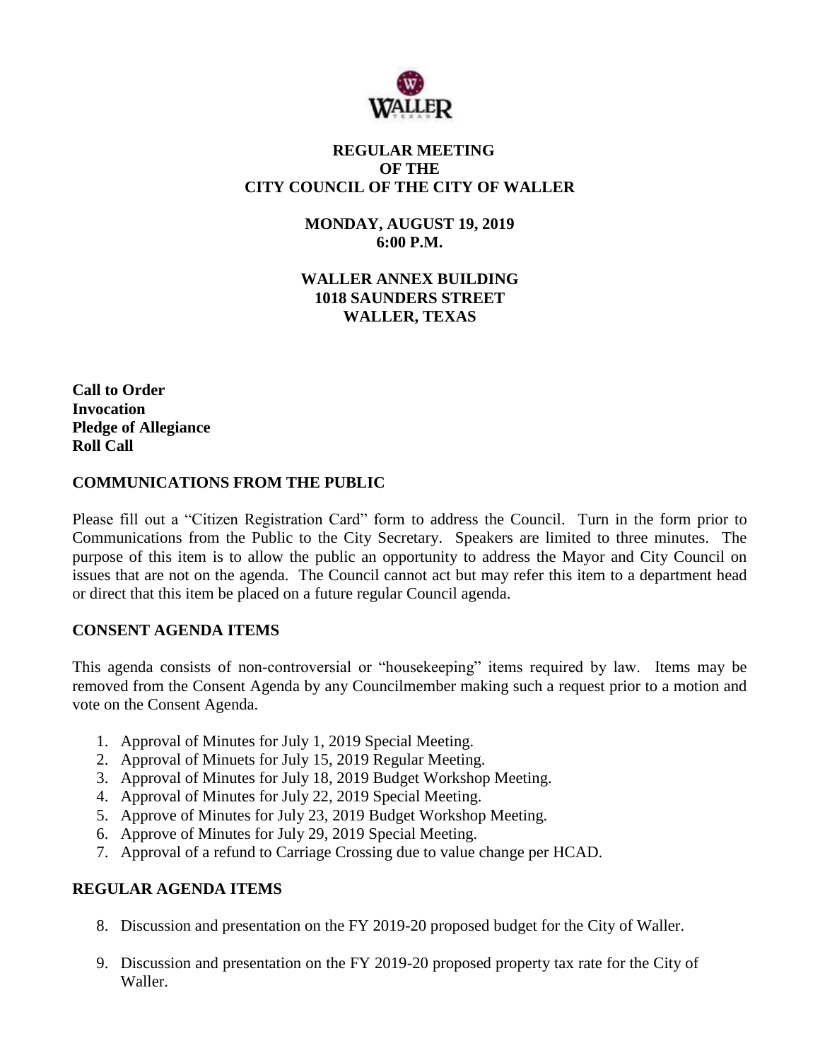# REGULAR MEETING
# OF THE
# CITY COUNCIL OF THE CITY OF WALLER

**MONDAY, AUGUST 19, 2019**
**6:00 P.M.**

**WALLER ANNEX BUILDING**
**1018 SAUNDERS STREET**
**WALLER, TEXAS**

**Call to Order**
**Invocation**
**Pledge of Allegiance**
**Roll Call**

## COMMUNICATIONS FROM THE PUBLIC

Please fill out a "Citizen Registration Card" form to address the Council. Turn in the form prior to Communications from the Public to the City Secretary. Speakers are limited to three minutes. The purpose of this item is to allow the public an opportunity to address the Mayor and City Council on issues that are not on the agenda. The Council cannot act but may refer this item to a department head or direct that this item be placed on a future regular Council agenda.

## CONSENT AGENDA ITEMS

This agenda consists of non-controversial or "housekeeping" items required by law. Items may be removed from the Consent Agenda by any Councilmember making such a request prior to a motion and vote on the Consent Agenda.

1. Approval of Minutes for July 1, 2019 Special Meeting.
2. Approval of Minuets for July 15, 2019 Regular Meeting.
3. Approval of Minutes for July 18, 2019 Budget Workshop Meeting.
4. Approval of Minutes for July 22, 2019 Special Meeting.
5. Approve of Minutes for July 23, 2019 Budget Workshop Meeting.
6. Approve of Minutes for July 29, 2019 Special Meeting.
7. Approval of a refund to Carriage Crossing due to value change per HCAD.

## REGULAR AGENDA ITEMS

8. Discussion and presentation on the FY 2019-20 proposed budget for the City of Waller.
9. Discussion and presentation on the FY 2019-20 proposed property tax rate for the City of Waller.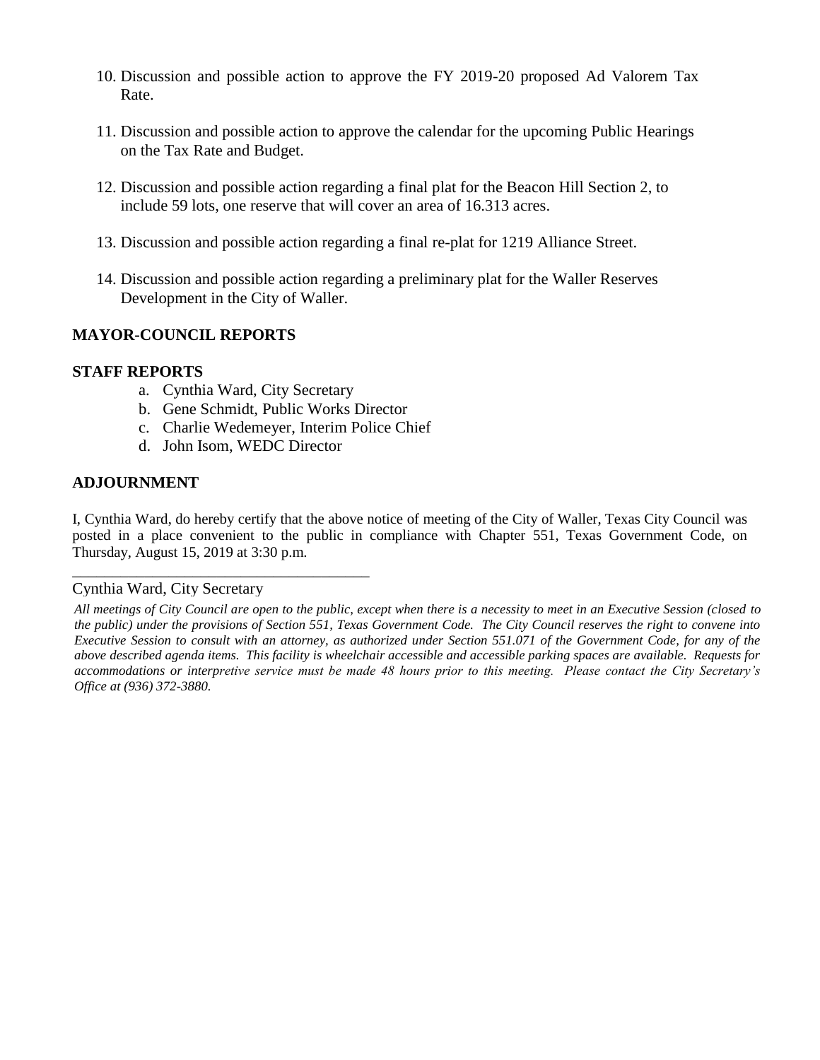10. Discussion and possible action to approve the FY 2019-20 proposed Ad Valorem Tax Rate.

11. Discussion and possible action to approve the calendar for the upcoming Public Hearings on the Tax Rate and Budget.

12. Discussion and possible action regarding a final plat for the Beacon Hill Section 2, to include 59 lots, one reserve that will cover an area of 16.313 acres.

13. Discussion and possible action regarding a final re-plat for 1219 Alliance Street.

14. Discussion and possible action regarding a preliminary plat for the Waller Reserves Development in the City of Waller.

**MAYOR-COUNCIL REPORTS**

**STAFF REPORTS**

a. Cynthia Ward, City Secretary
b. Gene Schmidt, Public Works Director
c. Charlie Wedemeyer, Interim Police Chief
d. John Isom, WEDC Director

**ADJOURNMENT**

I, Cynthia Ward, do hereby certify that the above notice of meeting of the City of Waller, Texas City Council was posted in a place convenient to the public in compliance with Chapter 551, Texas Government Code, on Thursday, August 15, 2019 at 3:30 p.m.

\_\_\_\_\_\_\_\_\_\_\_\_\_\_\_\_\_\_\_\_\_\_\_\_\_\_\_\_\_\_\_\_\_\_\_\_\_\_\_\_
Cynthia Ward, City Secretary

*All meetings of City Council are open to the public, except when there is a necessity to meet in an Executive Session (closed to the public) under the provisions of Section 551, Texas Government Code. The City Council reserves the right to convene into Executive Session to consult with an attorney, as authorized under Section 551.071 of the Government Code, for any of the above described agenda items. This facility is wheelchair accessible and accessible parking spaces are available. Requests for accommodations or interpretive service must be made 48 hours prior to this meeting. Please contact the City Secretary's Office at (936) 372-3880.*